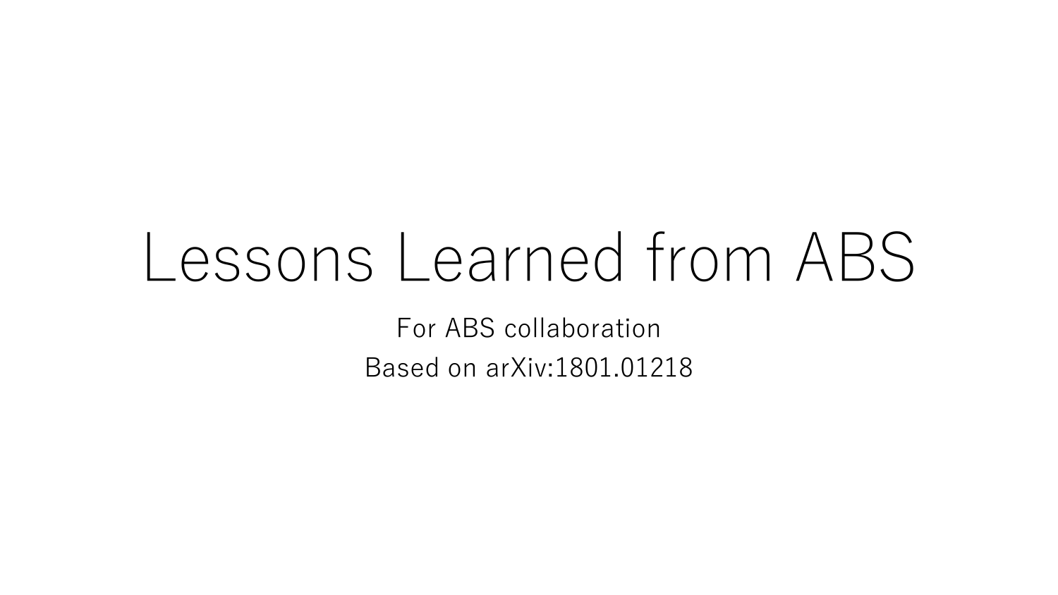# Lessons Learned from ABS

For ABS collaboration

Based on arXiv:1801.01218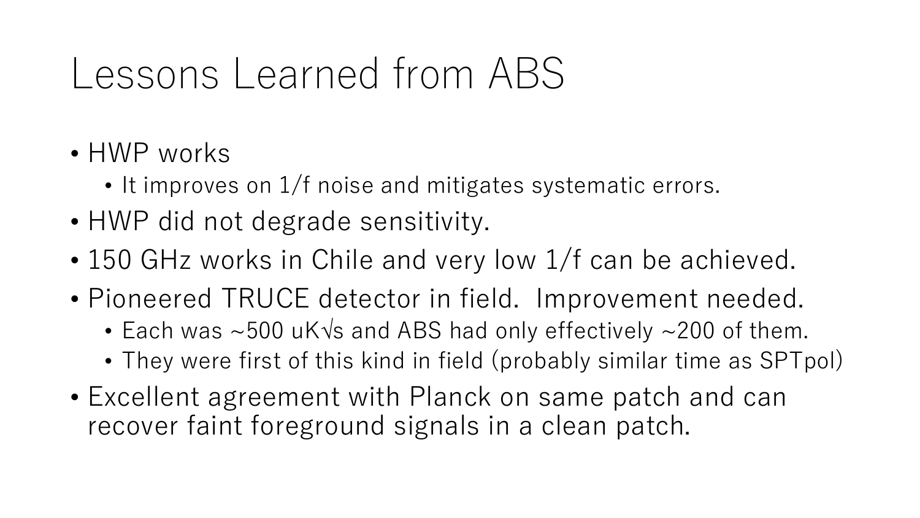# Lessons Learned from ABS

- HWP works
  - It improves on 1/f noise and mitigates systematic errors.
- HWP did not degrade sensitivity.
- 150 GHz works in Chile and very low 1/f can be achieved.
- Pioneered TRUCE detector in field. Improvement needed.
  - Each was ~500 uK√s and ABS had only effectively ~200 of them.
  - They were first of this kind in field (probably similar time as SPTpol)
- Excellent agreement with Planck on same patch and can recover faint foreground signals in a clean patch.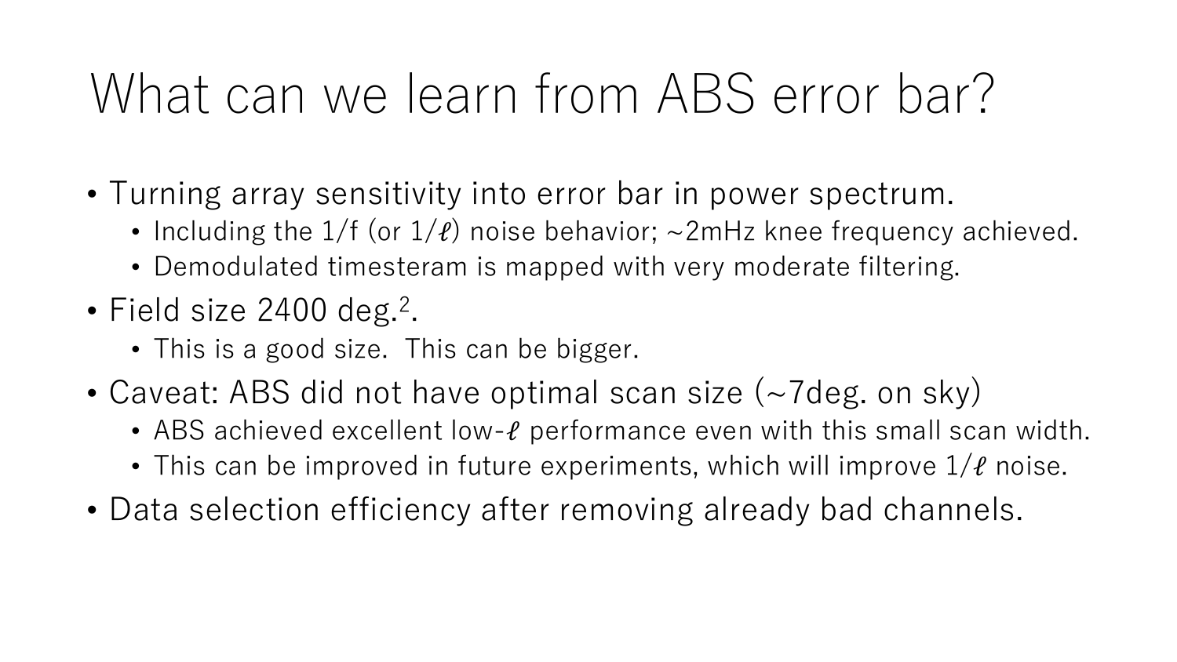# What can we learn from ABS error bar?

- Turning array sensitivity into error bar in power spectrum.
  - Including the 1/f (or $1/\ell$) noise behavior; ~2mHz knee frequency achieved.
  - Demodulated timesteram is mapped with very moderate filtering.
- Field size 2400 deg.$^2$.
  - This is a good size. This can be bigger.
- Caveat: ABS did not have optimal scan size (~7deg. on sky)
  - ABS achieved excellent low-$\ell$ performance even with this small scan width.
  - This can be improved in future experiments, which will improve $1/\ell$ noise.
- Data selection efficiency after removing already bad channels.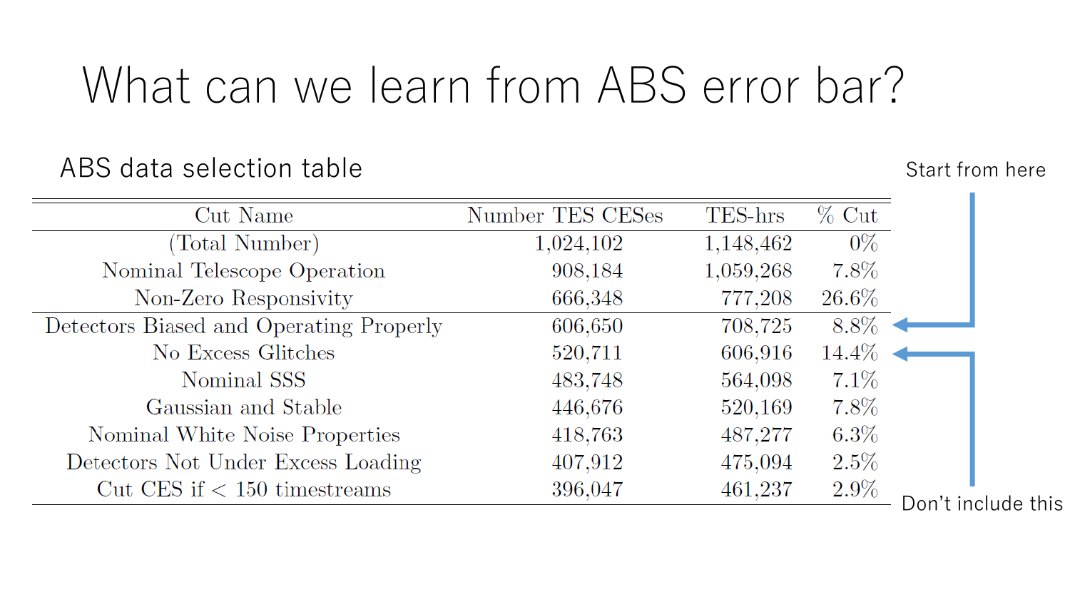# What can we learn from ABS error bar?

## ABS data selection table

| Cut Name | Number TES CESes | TES-hrs | % Cut |
|---|---|---|---|
| (Total Number) | 1,024,102 | 1,148,462 | 0% |
| Nominal Telescope Operation | 908,184 | 1,059,268 | 7.8% |
| Non-Zero Responsivity | 666,348 | 777,208 | 26.6% |
| Detectors Biased and Operating Properly | 606,650 | 708,725 | 8.8% |
| No Excess Glitches | 520,711 | 606,916 | 14.4% |
| Nominal SSS | 483,748 | 564,098 | 7.1% |
| Gaussian and Stable | 446,676 | 520,169 | 7.8% |
| Nominal White Noise Properties | 418,763 | 487,277 | 6.3% |
| Detectors Not Under Excess Loading | 407,912 | 475,094 | 2.5% |
| Cut CES if < 150 timestreams | 396,047 | 461,237 | 2.9% |

Start from here (Detectors Biased and Operating Properly)

Don't include this (No Excess Glitches)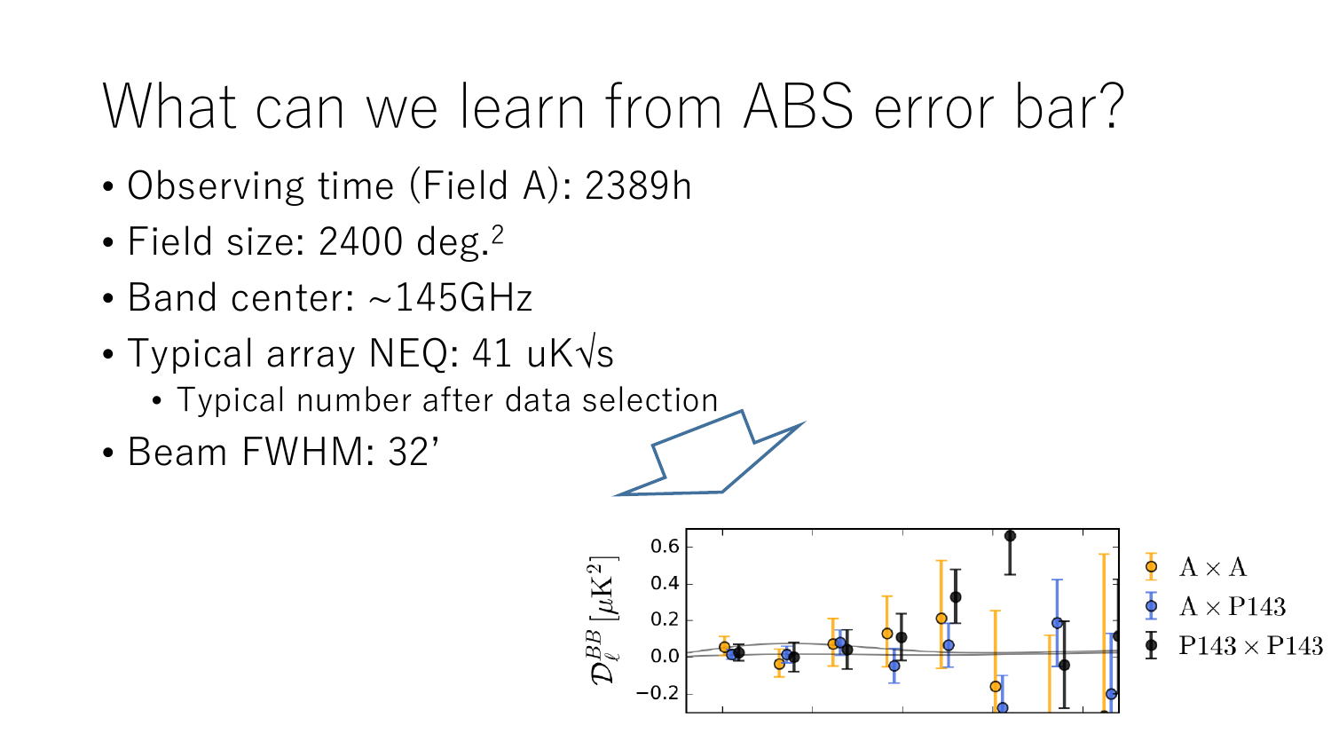# What can we learn from ABS error bar?

- Observing time (Field A): 2389h
- Field size: 2400 deg.[2]
- Band center: ~145GHz
- Typical array NEQ: 41 uK√s
  - Typical number after data selection
- Beam FWHM: 32'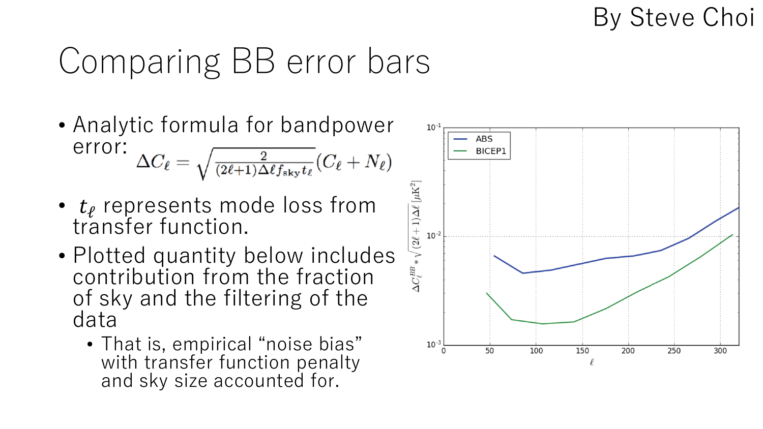By Steve Choi

# Comparing BB error bars

- Analytic formula for bandpower error: $$\Delta C_\ell = \sqrt{\frac{2}{(2\ell+1)\Delta\ell f_{\mathrm{sky}} t_\ell}}(C_\ell + N_\ell)$$
- $t_\ell$ represents mode loss from transfer function.
- Plotted quantity below includes contribution from the fraction of sky and the filtering of the data
  - That is, empirical "noise bias" with transfer function penalty and sky size accounted for.

ABS
BICEP1

$\Delta C_\ell^{BB} * \sqrt{(2\ell+1)\Delta\ell}\ [\mu\mathrm{K}^2]$

$10^{-1}$
$10^{-2}$
$10^{-3}$

0 50 100 150 200 250 300

$\ell$